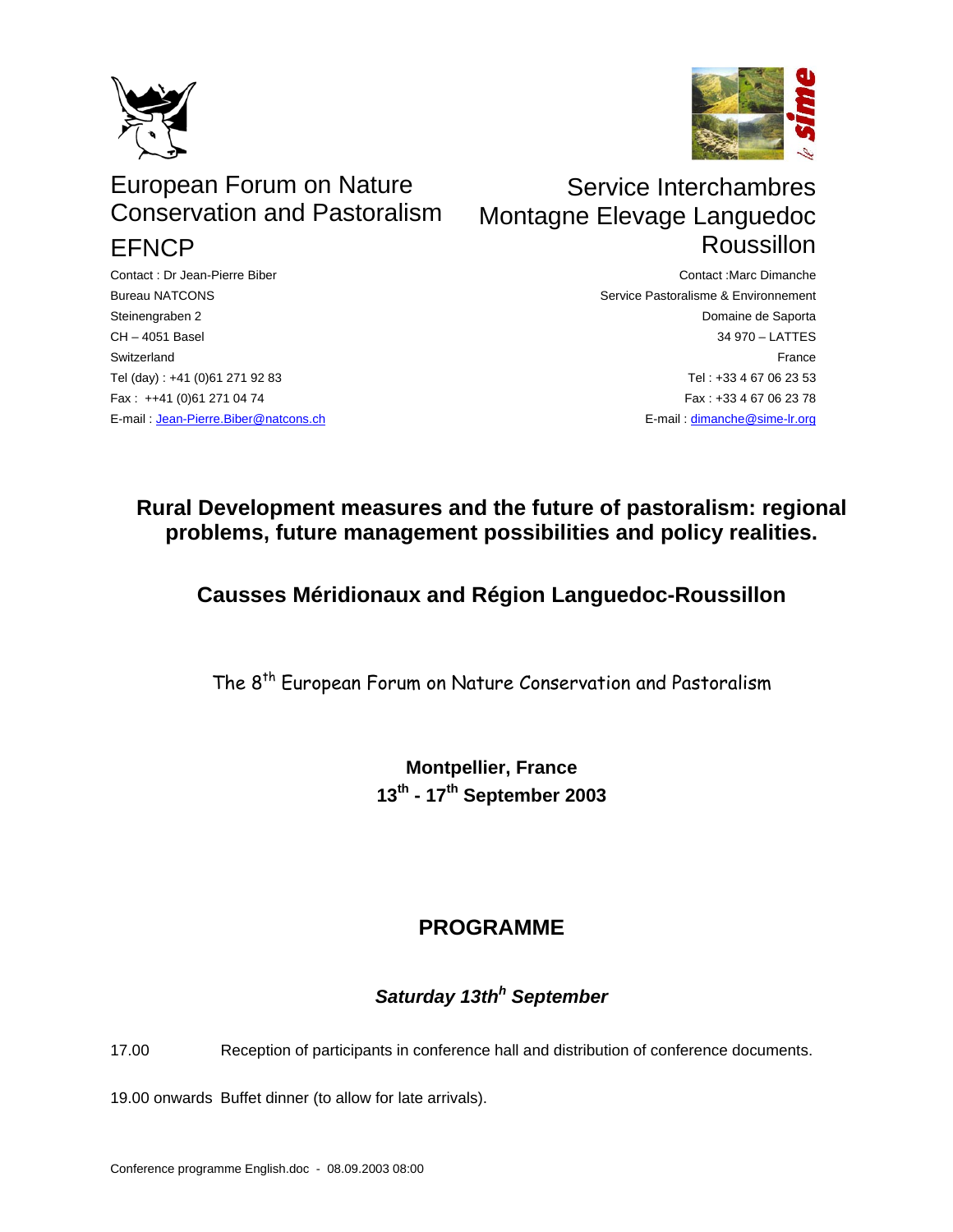European Forum on Nature Conservation and Pastoralism
EFNCP

Contact : Dr Jean-Pierre Biber
Bureau NATCONS
Steinengraben 2
CH – 4051 Basel
Switzerland
Tel (day) : +41 (0)61 271 92 83
Fax : ++41 (0)61 271 04 74
E-mail : Jean-Pierre.Biber@natcons.ch

Service Interchambres Montagne Elevage Languedoc Roussillon

Contact :Marc Dimanche
Service Pastoralisme & Environnement
Domaine de Saporta
34 970 – LATTES
France
Tel : +33 4 67 06 23 53
Fax : +33 4 67 06 23 78
E-mail : dimanche@sime-lr.org

# Rural Development measures and the future of pastoralism: regional problems, future management possibilities and policy realities.

## Causses Méridionaux and Région Languedoc-Roussillon

The 8th European Forum on Nature Conservation and Pastoralism

**Montpellier, France**
**13th - 17th September 2003**

## PROGRAMME

### *Saturday 13thh September*

17.00 Reception of participants in conference hall and distribution of conference documents.

19.00 onwards Buffet dinner (to allow for late arrivals).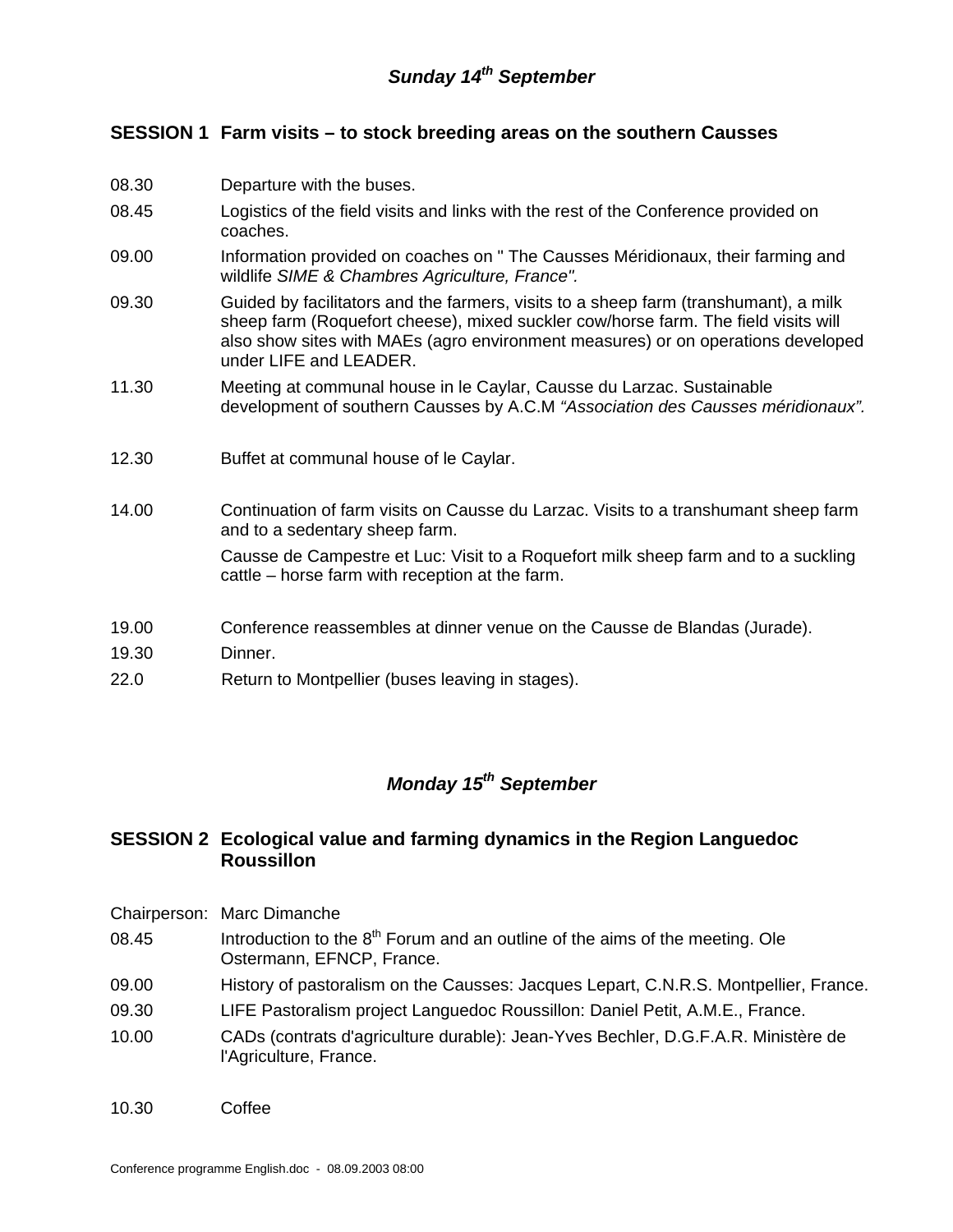## *Sunday 14th September*

### SESSION 1 Farm visits – to stock breeding areas on the southern Causses

| | |
|---|---|
| 08.30 | Departure with the buses. |
| 08.45 | Logistics of the field visits and links with the rest of the Conference provided on coaches. |
| 09.00 | Information provided on coaches on " The Causses Méridionaux, their farming and wildlife *SIME & Chambres Agriculture, France".* |
| 09.30 | Guided by facilitators and the farmers, visits to a sheep farm (transhumant), a milk sheep farm (Roquefort cheese), mixed suckler cow/horse farm. The field visits will also show sites with MAEs (agro environment measures) or on operations developed under LIFE and LEADER. |
| 11.30 | Meeting at communal house in le Caylar, Causse du Larzac. Sustainable development of southern Causses by A.C.M *"Association des Causses méridionaux".* |
| 12.30 | Buffet at communal house of le Caylar. |
| 14.00 | Continuation of farm visits on Causse du Larzac. Visits to a transhumant sheep farm and to a sedentary sheep farm. <br> Causse de Campestre et Luc: Visit to a Roquefort milk sheep farm and to a suckling cattle – horse farm with reception at the farm. |
| 19.00 | Conference reassembles at dinner venue on the Causse de Blandas (Jurade). |
| 19.30 | Dinner. |
| 22.0 | Return to Montpellier (buses leaving in stages). |

## *Monday 15th September*

### SESSION 2 Ecological value and farming dynamics in the Region Languedoc Roussillon

| | |
|---|---|
| Chairperson: | Marc Dimanche |
| 08.45 | Introduction to the 8th Forum and an outline of the aims of the meeting. Ole Ostermann, EFNCP, France. |
| 09.00 | History of pastoralism on the Causses: Jacques Lepart, C.N.R.S. Montpellier, France. |
| 09.30 | LIFE Pastoralism project Languedoc Roussillon: Daniel Petit, A.M.E., France. |
| 10.00 | CADs (contrats d'agriculture durable): Jean-Yves Bechler, D.G.F.A.R. Ministère de l'Agriculture, France. |
| 10.30 | Coffee |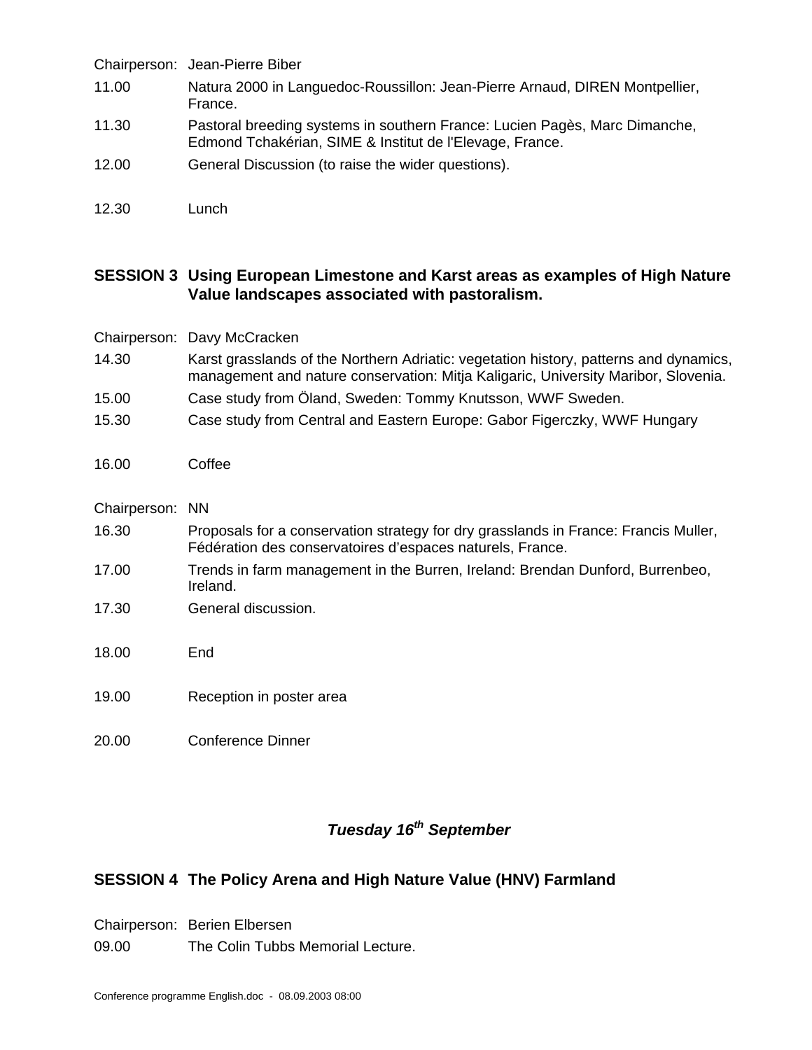Chairperson: Jean-Pierre Biber

| | |
|---|---|
| 11.00 | Natura 2000 in Languedoc-Roussillon: Jean-Pierre Arnaud, DIREN Montpellier, France. |
| 11.30 | Pastoral breeding systems in southern France: Lucien Pagès, Marc Dimanche, Edmond Tchakérian, SIME & Institut de l'Elevage, France. |
| 12.00 | General Discussion (to raise the wider questions). |
| 12.30 | Lunch |

## SESSION 3 Using European Limestone and Karst areas as examples of High Nature Value landscapes associated with pastoralism.

Chairperson: Davy McCracken

| | |
|---|---|
| 14.30 | Karst grasslands of the Northern Adriatic: vegetation history, patterns and dynamics, management and nature conservation: Mitja Kaligaric, University Maribor, Slovenia. |
| 15.00 | Case study from Öland, Sweden: Tommy Knutsson, WWF Sweden. |
| 15.30 | Case study from Central and Eastern Europe: Gabor Figerczky, WWF Hungary |
| 16.00 | Coffee |

Chairperson: NN

| | |
|---|---|
| 16.30 | Proposals for a conservation strategy for dry grasslands in France: Francis Muller, Fédération des conservatoires d'espaces naturels, France. |
| 17.00 | Trends in farm management in the Burren, Ireland: Brendan Dunford, Burrenbeo, Ireland. |
| 17.30 | General discussion. |
| 18.00 | End |
| 19.00 | Reception in poster area |
| 20.00 | Conference Dinner |

### *Tuesday 16th September*

## SESSION 4 The Policy Arena and High Nature Value (HNV) Farmland

Chairperson: Berien Elbersen

| | |
|---|---|
| 09.00 | The Colin Tubbs Memorial Lecture. |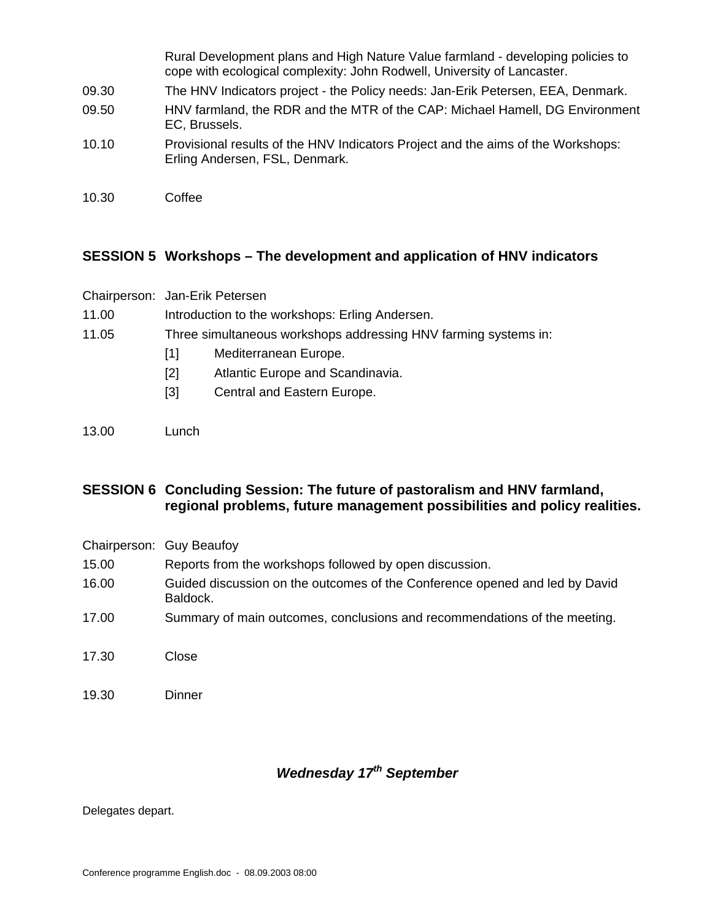Rural Development plans and High Nature Value farmland - developing policies to cope with ecological complexity: John Rodwell, University of Lancaster.

09.30 The HNV Indicators project - the Policy needs: Jan-Erik Petersen, EEA, Denmark.

09.50 HNV farmland, the RDR and the MTR of the CAP: Michael Hamell, DG Environment EC, Brussels.

10.10 Provisional results of the HNV Indicators Project and the aims of the Workshops: Erling Andersen, FSL, Denmark.

10.30 Coffee

## SESSION 5 Workshops – The development and application of HNV indicators

Chairperson: Jan-Erik Petersen

11.00 Introduction to the workshops: Erling Andersen.

11.05 Three simultaneous workshops addressing HNV farming systems in:

- [1] Mediterranean Europe.
- [2] Atlantic Europe and Scandinavia.
- [3] Central and Eastern Europe.

13.00 Lunch

## SESSION 6 Concluding Session: The future of pastoralism and HNV farmland, regional problems, future management possibilities and policy realities.

Chairperson: Guy Beaufoy

15.00 Reports from the workshops followed by open discussion.

16.00 Guided discussion on the outcomes of the Conference opened and led by David Baldock.

17.00 Summary of main outcomes, conclusions and recommendations of the meeting.

17.30 Close

19.30 Dinner

### *Wednesday 17th September*

Delegates depart.